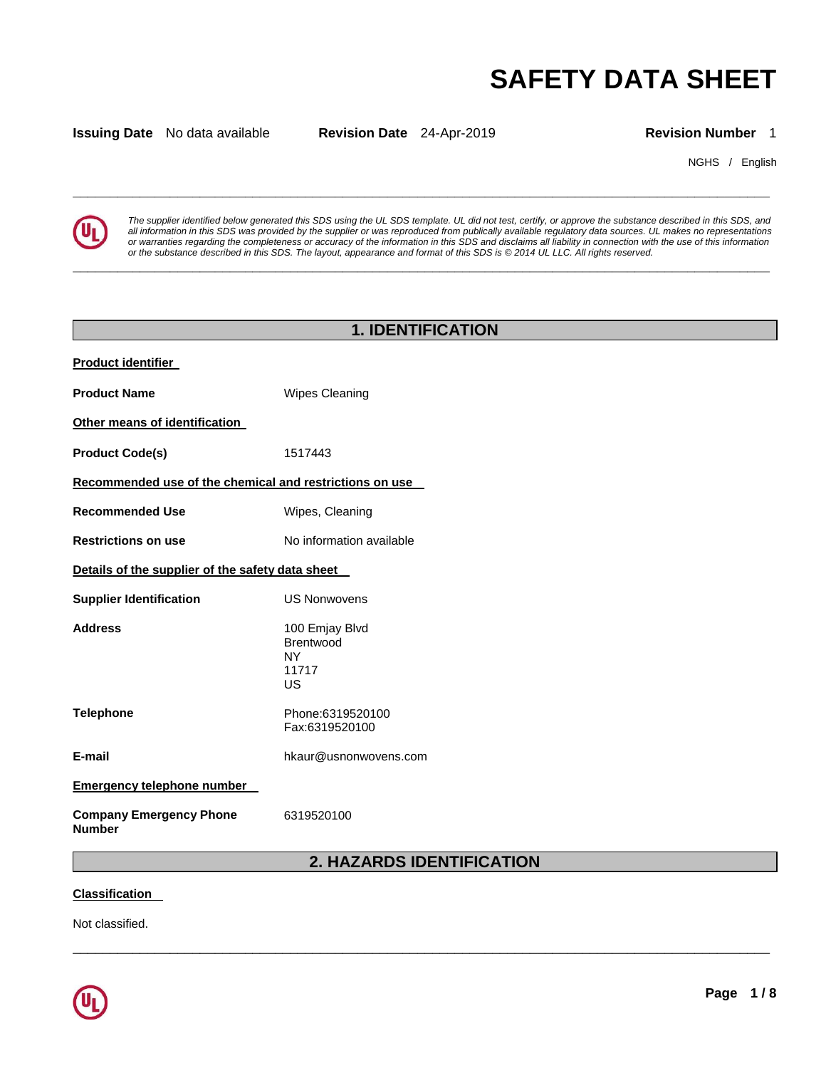# SAFETY DATA SHEET

**Issuing Date** No data available **Revision Date** 24-Apr-2019 **Revision Number** 1

NGHS / English

*The supplier identified below generated this SDS using the UL SDS template. UL did not test, certify, or approve the substance described in this SDS, and all information in this SDS was provided by the supplier or was reproduced from publically available regulatory data sources. UL makes no representations or warranties regarding the completeness or accuracy of the information in this SDS and disclaims all liability in connection with the use of this information or the substance described in this SDS. The layout, appearance and format of this SDS is © 2014 UL LLC. All rights reserved.*

## 1. IDENTIFICATION

**Product identifier**

**Product Name** Wipes Cleaning

**Other means of identification**

**Product Code(s)** 1517443

**Recommended use of the chemical and restrictions on use**

**Recommended Use** Wipes, Cleaning

**Restrictions on use** No information available

**Details of the supplier of the safety data sheet**

**Supplier Identification** US Nonwovens

**Address** 100 Emjay Blvd
Brentwood
NY
11717
US

**Telephone** Phone:6319520100
Fax:6319520100

**E-mail** hkaur@usnonwovens.com

**Emergency telephone number**

**Company Emergency Phone Number** 6319520100

## 2. HAZARDS IDENTIFICATION

**Classification**

Not classified.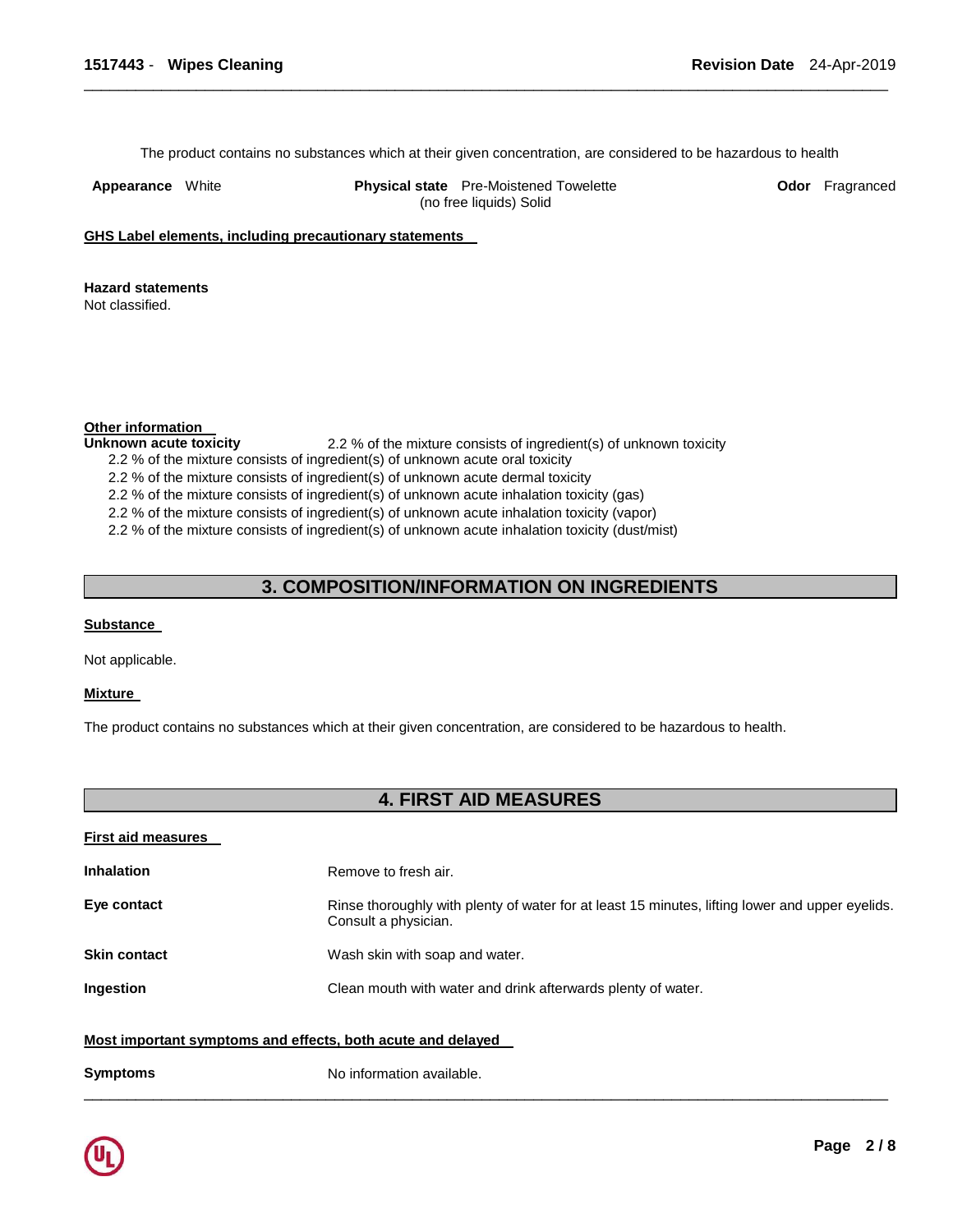The product contains no substances which at their given concentration, are considered to be hazardous to health

| **Appearance** White | **Physical state** Pre-Moistened Towelette (no free liquids) Solid | **Odor** Fragranced |
|---|---|---|

**GHS Label elements, including precautionary statements**

**Hazard statements**
Not classified.

**Other information**

**Unknown acute toxicity** 2.2 % of the mixture consists of ingredient(s) of unknown toxicity

2.2 % of the mixture consists of ingredient(s) of unknown acute oral toxicity
2.2 % of the mixture consists of ingredient(s) of unknown acute dermal toxicity
2.2 % of the mixture consists of ingredient(s) of unknown acute inhalation toxicity (gas)
2.2 % of the mixture consists of ingredient(s) of unknown acute inhalation toxicity (vapor)
2.2 % of the mixture consists of ingredient(s) of unknown acute inhalation toxicity (dust/mist)

## 3. COMPOSITION/INFORMATION ON INGREDIENTS

**Substance**

Not applicable.

**Mixture**

The product contains no substances which at their given concentration, are considered to be hazardous to health.

## 4. FIRST AID MEASURES

**First aid measures**

| | |
|---|---|
| **Inhalation** | Remove to fresh air. |
| **Eye contact** | Rinse thoroughly with plenty of water for at least 15 minutes, lifting lower and upper eyelids. Consult a physician. |
| **Skin contact** | Wash skin with soap and water. |
| **Ingestion** | Clean mouth with water and drink afterwards plenty of water. |

**Most important symptoms and effects, both acute and delayed**

| | |
|---|---|
| **Symptoms** | No information available. |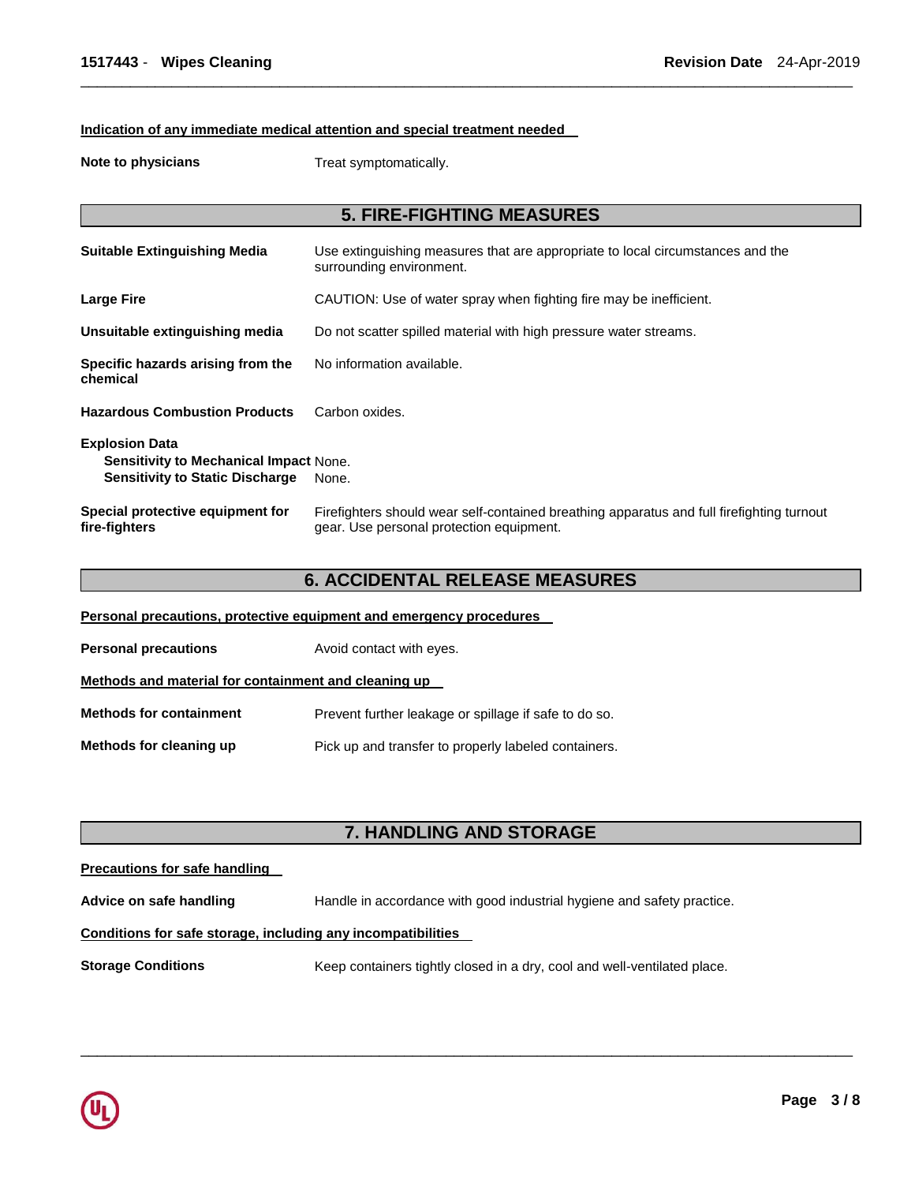**Indication of any immediate medical attention and special treatment needed**

**Note to physicians** Treat symptomatically.

## 5. FIRE-FIGHTING MEASURES

**Suitable Extinguishing Media** Use extinguishing measures that are appropriate to local circumstances and the surrounding environment.

**Large Fire** CAUTION: Use of water spray when fighting fire may be inefficient.

**Unsuitable extinguishing media** Do not scatter spilled material with high pressure water streams.

**Specific hazards arising from the chemical** No information available.

**Hazardous Combustion Products** Carbon oxides.

**Explosion Data**
**Sensitivity to Mechanical Impact** None.
**Sensitivity to Static Discharge** None.

**Special protective equipment for fire-fighters** Firefighters should wear self-contained breathing apparatus and full firefighting turnout gear. Use personal protection equipment.

## 6. ACCIDENTAL RELEASE MEASURES

**Personal precautions, protective equipment and emergency procedures**

**Personal precautions** Avoid contact with eyes.

**Methods and material for containment and cleaning up**

**Methods for containment** Prevent further leakage or spillage if safe to do so.

**Methods for cleaning up** Pick up and transfer to properly labeled containers.

## 7. HANDLING AND STORAGE

**Precautions for safe handling**

**Advice on safe handling** Handle in accordance with good industrial hygiene and safety practice.

**Conditions for safe storage, including any incompatibilities**

**Storage Conditions** Keep containers tightly closed in a dry, cool and well-ventilated place.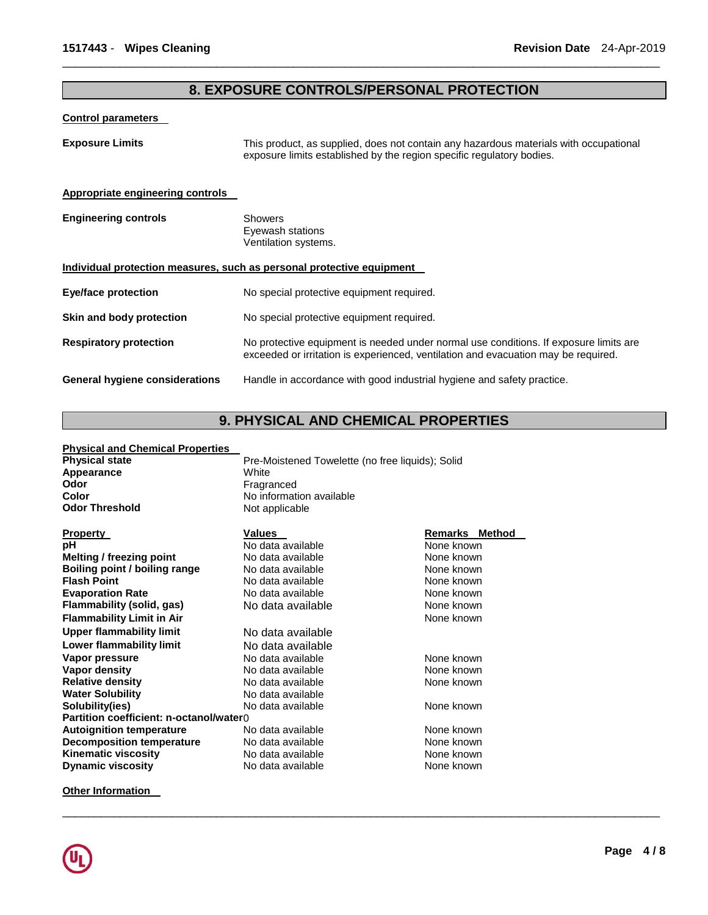## 8. EXPOSURE CONTROLS/PERSONAL PROTECTION

### Control parameters

**Exposure Limits** This product, as supplied, does not contain any hazardous materials with occupational exposure limits established by the region specific regulatory bodies.

### Appropriate engineering controls

**Engineering controls**
Showers
Eyewash stations
Ventilation systems.

### Individual protection measures, such as personal protective equipment

**Eye/face protection** No special protective equipment required.

**Skin and body protection** No special protective equipment required.

**Respiratory protection** No protective equipment is needed under normal use conditions. If exposure limits are exceeded or irritation is experienced, ventilation and evacuation may be required.

**General hygiene considerations** Handle in accordance with good industrial hygiene and safety practice.

## 9. PHYSICAL AND CHEMICAL PROPERTIES

### Physical and Chemical Properties

**Physical state** Pre-Moistened Towelette (no free liquids); Solid
**Appearance** White
**Odor** Fragranced
**Color** No information available
**Odor Threshold** Not applicable

| Property | Values | Remarks Method |
|---|---|---|
| **pH** | No data available | None known |
| **Melting / freezing point** | No data available | None known |
| **Boiling point / boiling range** | No data available | None known |
| **Flash Point** | No data available | None known |
| **Evaporation Rate** | No data available | None known |
| **Flammability (solid, gas)** | No data available | None known |
| **Flammability Limit in Air** | | None known |
| **Upper flammability limit** | No data available | |
| **Lower flammability limit** | No data available | |
| **Vapor pressure** | No data available | None known |
| **Vapor density** | No data available | None known |
| **Relative density** | No data available | None known |
| **Water Solubility** | No data available | |
| **Solubility(ies)** | No data available | None known |
| **Partition coefficient: n-octanol/water** | 0 | |
| **Autoignition temperature** | No data available | None known |
| **Decomposition temperature** | No data available | None known |
| **Kinematic viscosity** | No data available | None known |
| **Dynamic viscosity** | No data available | None known |

### Other Information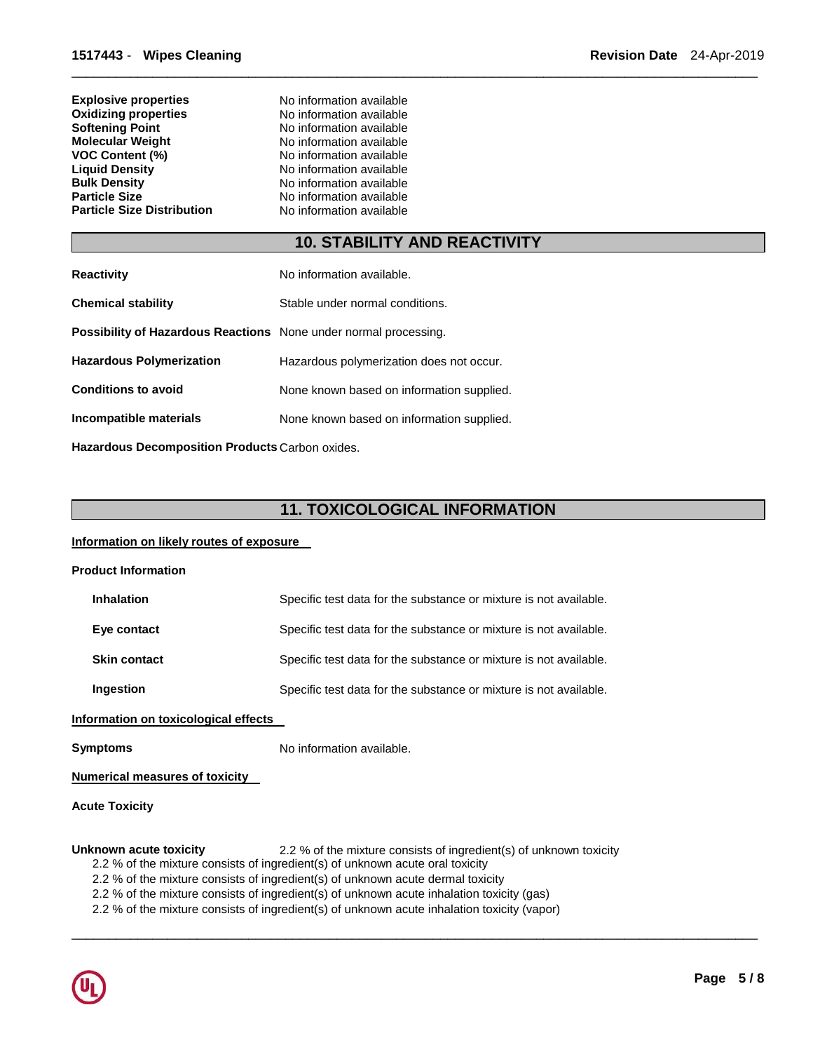| | |
|---|---|
| **Explosive properties** | No information available |
| **Oxidizing properties** | No information available |
| **Softening Point** | No information available |
| **Molecular Weight** | No information available |
| **VOC Content (%)** | No information available |
| **Liquid Density** | No information available |
| **Bulk Density** | No information available |
| **Particle Size** | No information available |
| **Particle Size Distribution** | No information available |

## 10. STABILITY AND REACTIVITY

**Reactivity** No information available.

**Chemical stability** Stable under normal conditions.

**Possibility of Hazardous Reactions** None under normal processing.

**Hazardous Polymerization** Hazardous polymerization does not occur.

**Conditions to avoid** None known based on information supplied.

**Incompatible materials** None known based on information supplied.

**Hazardous Decomposition Products** Carbon oxides.

## 11. TOXICOLOGICAL INFORMATION

**Information on likely routes of exposure**

**Product Information**

**Inhalation** Specific test data for the substance or mixture is not available.

**Eye contact** Specific test data for the substance or mixture is not available.

**Skin contact** Specific test data for the substance or mixture is not available.

**Ingestion** Specific test data for the substance or mixture is not available.

**Information on toxicological effects**

**Symptoms** No information available.

**Numerical measures of toxicity**

**Acute Toxicity**

**Unknown acute toxicity** 2.2 % of the mixture consists of ingredient(s) of unknown toxicity

2.2 % of the mixture consists of ingredient(s) of unknown acute oral toxicity
2.2 % of the mixture consists of ingredient(s) of unknown acute dermal toxicity
2.2 % of the mixture consists of ingredient(s) of unknown acute inhalation toxicity (gas)
2.2 % of the mixture consists of ingredient(s) of unknown acute inhalation toxicity (vapor)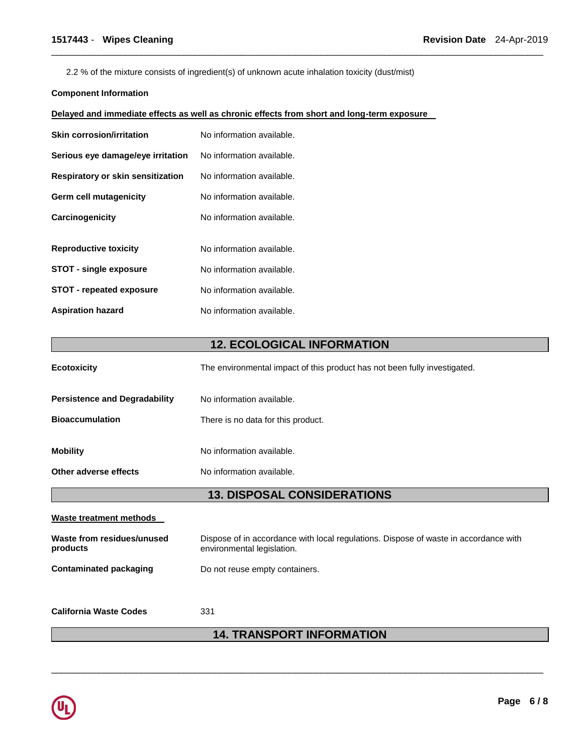2.2 % of the mixture consists of ingredient(s) of unknown acute inhalation toxicity (dust/mist)

**Component Information**

**Delayed and immediate effects as well as chronic effects from short and long-term exposure**

| | |
|---|---|
| **Skin corrosion/irritation** | No information available. |
| **Serious eye damage/eye irritation** | No information available. |
| **Respiratory or skin sensitization** | No information available. |
| **Germ cell mutagenicity** | No information available. |
| **Carcinogenicity** | No information available. |
| **Reproductive toxicity** | No information available. |
| **STOT - single exposure** | No information available. |
| **STOT - repeated exposure** | No information available. |
| **Aspiration hazard** | No information available. |

## 12. ECOLOGICAL INFORMATION

| | |
|---|---|
| **Ecotoxicity** | The environmental impact of this product has not been fully investigated. |
| **Persistence and Degradability** | No information available. |
| **Bioaccumulation** | There is no data for this product. |
| **Mobility** | No information available. |
| **Other adverse effects** | No information available. |

## 13. DISPOSAL CONSIDERATIONS

**Waste treatment methods**

| | |
|---|---|
| **Waste from residues/unused products** | Dispose of in accordance with local regulations. Dispose of waste in accordance with environmental legislation. |
| **Contaminated packaging** | Do not reuse empty containers. |
| **California Waste Codes** | 331 |

## 14. TRANSPORT INFORMATION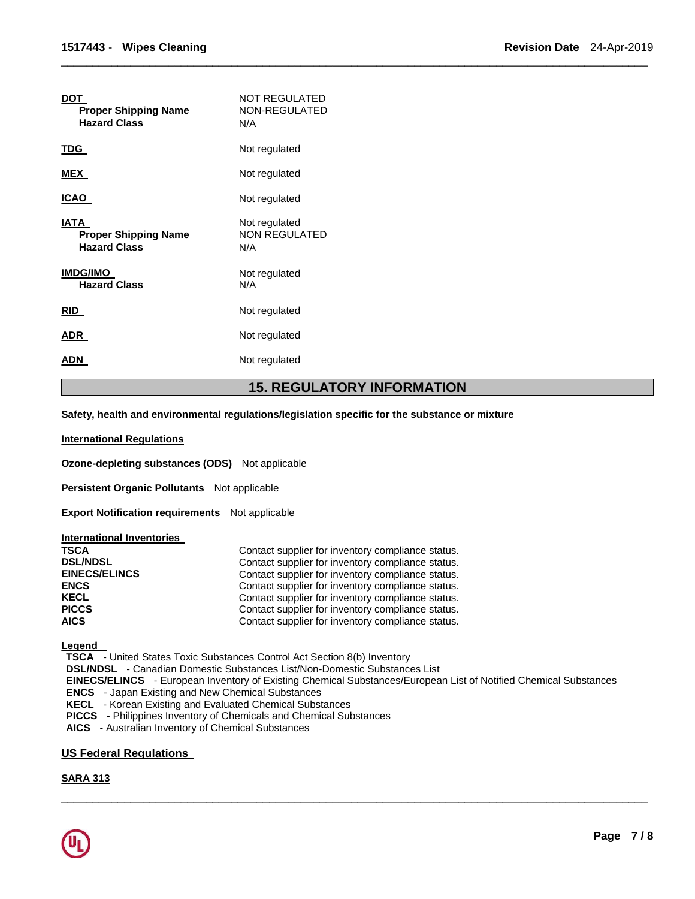**DOT**

| | |
|---|---|
| **DOT** | NOT REGULATED |
| **Proper Shipping Name** | NON-REGULATED |
| **Hazard Class** | N/A |
| **TDG** | Not regulated |
| **MEX** | Not regulated |
| **ICAO** | Not regulated |
| **IATA** | Not regulated |
| **Proper Shipping Name** | NON REGULATED |
| **Hazard Class** | N/A |
| **IMDG/IMO** | Not regulated |
| **Hazard Class** | N/A |
| **RID** | Not regulated |
| **ADR** | Not regulated |
| **ADN** | Not regulated |

## 15. REGULATORY INFORMATION

**Safety, health and environmental regulations/legislation specific for the substance or mixture**

**International Regulations**

**Ozone-depleting substances (ODS)** Not applicable

**Persistent Organic Pollutants** Not applicable

**Export Notification requirements** Not applicable

**International Inventories**

| | |
|---|---|
| **TSCA** | Contact supplier for inventory compliance status. |
| **DSL/NDSL** | Contact supplier for inventory compliance status. |
| **EINECS/ELINCS** | Contact supplier for inventory compliance status. |
| **ENCS** | Contact supplier for inventory compliance status. |
| **KECL** | Contact supplier for inventory compliance status. |
| **PICCS** | Contact supplier for inventory compliance status. |
| **AICS** | Contact supplier for inventory compliance status. |

**Legend**

**TSCA** - United States Toxic Substances Control Act Section 8(b) Inventory
**DSL/NDSL** - Canadian Domestic Substances List/Non-Domestic Substances List
**EINECS/ELINCS** - European Inventory of Existing Chemical Substances/European List of Notified Chemical Substances
**ENCS** - Japan Existing and New Chemical Substances
**KECL** - Korean Existing and Evaluated Chemical Substances
**PICCS** - Philippines Inventory of Chemicals and Chemical Substances
**AICS** - Australian Inventory of Chemical Substances

### US Federal Regulations

**SARA 313**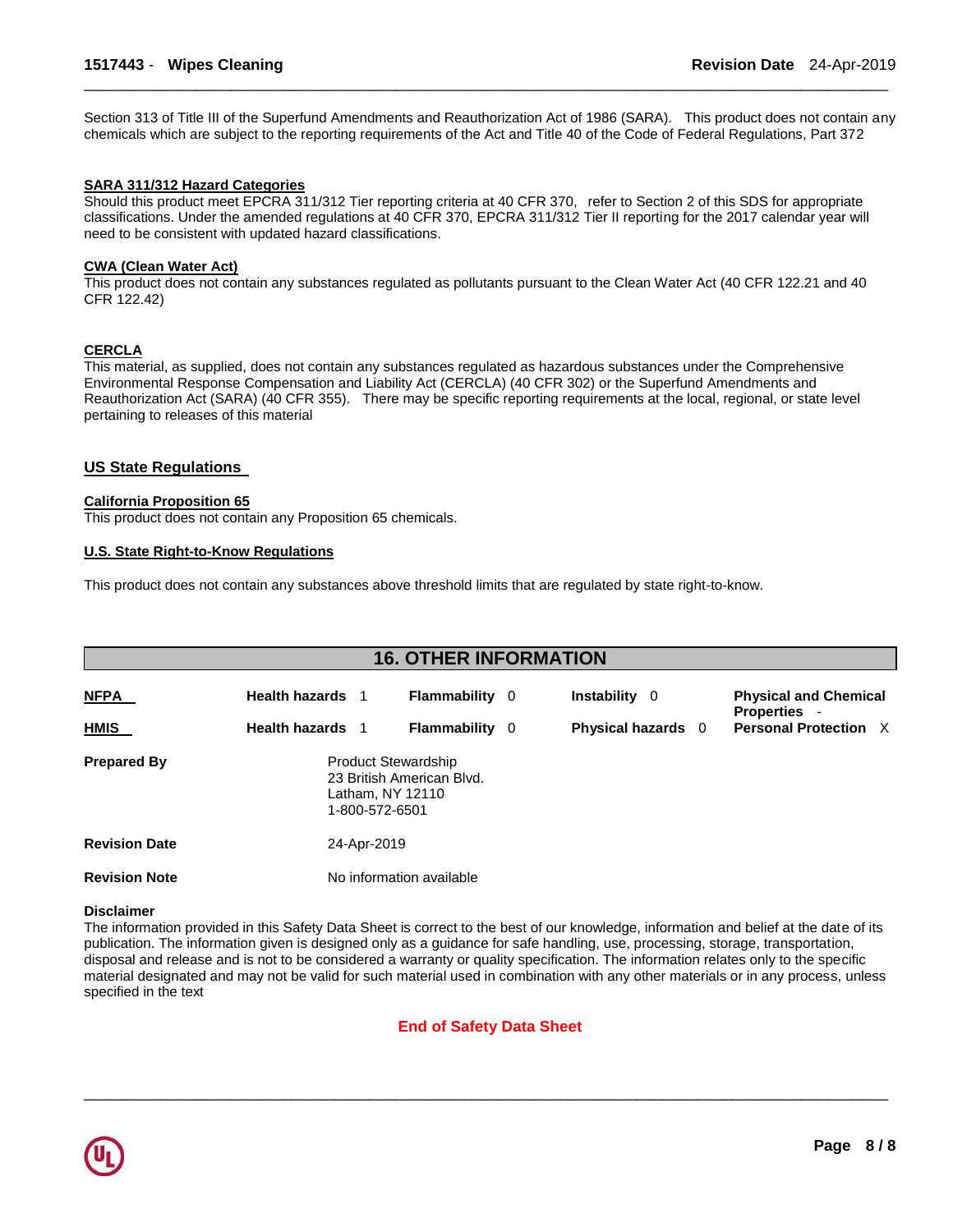Section 313 of Title III of the Superfund Amendments and Reauthorization Act of 1986 (SARA). This product does not contain any chemicals which are subject to the reporting requirements of the Act and Title 40 of the Code of Federal Regulations, Part 372

**SARA 311/312 Hazard Categories**

Should this product meet EPCRA 311/312 Tier reporting criteria at 40 CFR 370, refer to Section 2 of this SDS for appropriate classifications. Under the amended regulations at 40 CFR 370, EPCRA 311/312 Tier II reporting for the 2017 calendar year will need to be consistent with updated hazard classifications.

**CWA (Clean Water Act)**

This product does not contain any substances regulated as pollutants pursuant to the Clean Water Act (40 CFR 122.21 and 40 CFR 122.42)

**CERCLA**

This material, as supplied, does not contain any substances regulated as hazardous substances under the Comprehensive Environmental Response Compensation and Liability Act (CERCLA) (40 CFR 302) or the Superfund Amendments and Reauthorization Act (SARA) (40 CFR 355). There may be specific reporting requirements at the local, regional, or state level pertaining to releases of this material

### US State Regulations

**California Proposition 65**

This product does not contain any Proposition 65 chemicals.

**U.S. State Right-to-Know Regulations**

This product does not contain any substances above threshold limits that are regulated by state right-to-know.

## 16. OTHER INFORMATION

| | | | | |
|---|---|---|---|---|
| **NFPA** | **Health hazards** 1 | **Flammability** 0 | **Instability** 0 | **Physical and Chemical Properties** - |
| **HMIS** | **Health hazards** 1 | **Flammability** 0 | **Physical hazards** 0 | **Personal Protection** X |

**Prepared By** Product Stewardship
23 British American Blvd.
Latham, NY 12110
1-800-572-6501

**Revision Date** 24-Apr-2019

**Revision Note** No information available

**Disclaimer**

The information provided in this Safety Data Sheet is correct to the best of our knowledge, information and belief at the date of its publication. The information given is designed only as a guidance for safe handling, use, processing, storage, transportation, disposal and release and is not to be considered a warranty or quality specification. The information relates only to the specific material designated and may not be valid for such material used in combination with any other materials or in any process, unless specified in the text

**End of Safety Data Sheet**